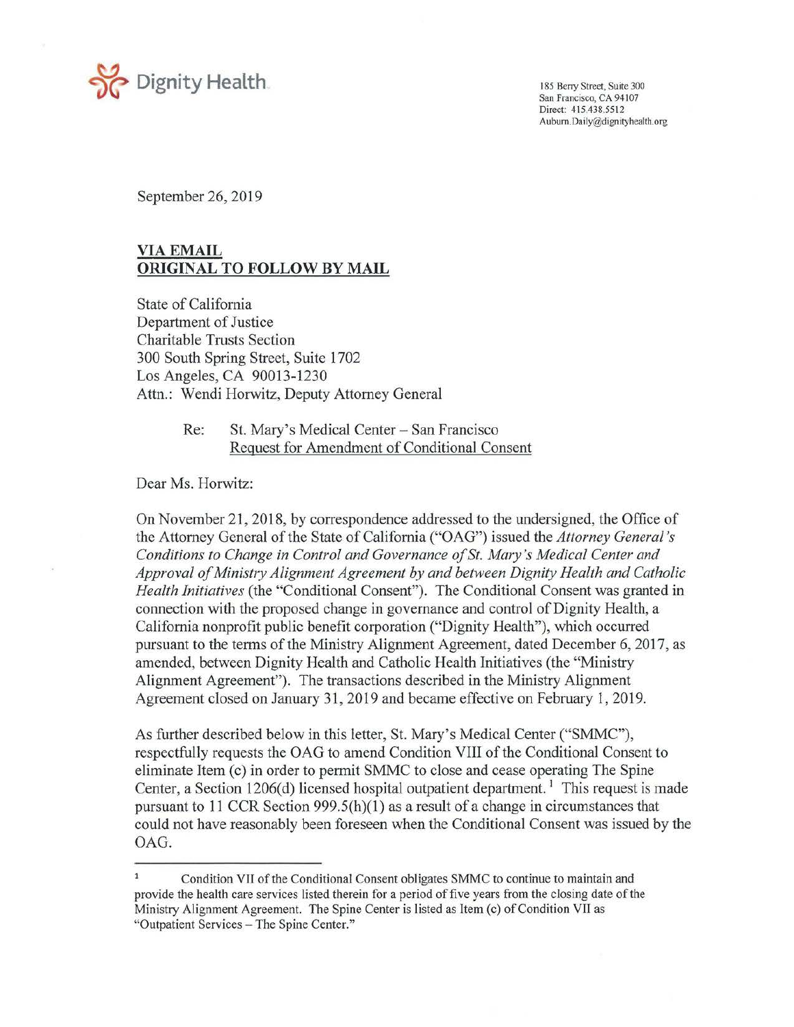Dignity Health

185 Berry Street, Suite 300
San Francisco, CA 94107
Direct: 415.438.5512
Auburn.Daily@dignityhealth.org

September 26, 2019

**VIA EMAIL**
**ORIGINAL TO FOLLOW BY MAIL**

State of California
Department of Justice
Charitable Trusts Section
300 South Spring Street, Suite 1702
Los Angeles, CA 90013-1230
Attn.: Wendi Horwitz, Deputy Attorney General

Re: St. Mary's Medical Center – San Francisco
Request for Amendment of Conditional Consent

Dear Ms. Horwitz:

On November 21, 2018, by correspondence addressed to the undersigned, the Office of the Attorney General of the State of California ("OAG") issued the *Attorney General's Conditions to Change in Control and Governance of St. Mary's Medical Center and Approval of Ministry Alignment Agreement by and between Dignity Health and Catholic Health Initiatives* (the "Conditional Consent"). The Conditional Consent was granted in connection with the proposed change in governance and control of Dignity Health, a California nonprofit public benefit corporation ("Dignity Health"), which occurred pursuant to the terms of the Ministry Alignment Agreement, dated December 6, 2017, as amended, between Dignity Health and Catholic Health Initiatives (the "Ministry Alignment Agreement"). The transactions described in the Ministry Alignment Agreement closed on January 31, 2019 and became effective on February 1, 2019.

As further described below in this letter, St. Mary's Medical Center ("SMMC"), respectfully requests the OAG to amend Condition VIII of the Conditional Consent to eliminate Item (c) in order to permit SMMC to close and cease operating The Spine Center, a Section 1206(d) licensed hospital outpatient department.[1] This request is made pursuant to 11 CCR Section 999.5(h)(1) as a result of a change in circumstances that could not have reasonably been foreseen when the Conditional Consent was issued by the OAG.

[1] Condition VII of the Conditional Consent obligates SMMC to continue to maintain and provide the health care services listed therein for a period of five years from the closing date of the Ministry Alignment Agreement. The Spine Center is listed as Item (c) of Condition VII as "Outpatient Services – The Spine Center."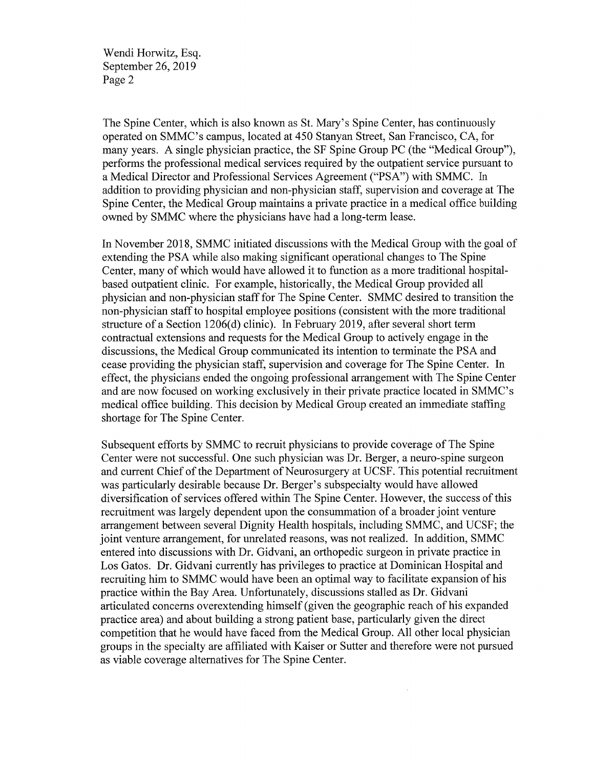The Spine Center, which is also known as St. Mary's Spine Center, has continuously operated on SMMC's campus, located at 450 Stanyan Street, San Francisco, CA, for many years. A single physician practice, the SF Spine Group PC (the "Medical Group"), performs the professional medical services required by the outpatient service pursuant to a Medical Director and Professional Services Agreement ("PSA") with SMMC. In addition to providing physician and non-physician staff, supervision and coverage at The Spine Center, the Medical Group maintains a private practice in a medical office building owned by SMMC where the physicians have had a long-term lease.

In November 2018, SMMC initiated discussions with the Medical Group with the goal of extending the PSA while also making significant operational changes to The Spine Center, many of which would have allowed it to function as a more traditional hospital-based outpatient clinic. For example, historically, the Medical Group provided all physician and non-physician staff for The Spine Center. SMMC desired to transition the non-physician staff to hospital employee positions (consistent with the more traditional structure of a Section 1206(d) clinic). In February 2019, after several short term contractual extensions and requests for the Medical Group to actively engage in the discussions, the Medical Group communicated its intention to terminate the PSA and cease providing the physician staff, supervision and coverage for The Spine Center. In effect, the physicians ended the ongoing professional arrangement with The Spine Center and are now focused on working exclusively in their private practice located in SMMC's medical office building. This decision by Medical Group created an immediate staffing shortage for The Spine Center.

Subsequent efforts by SMMC to recruit physicians to provide coverage of The Spine Center were not successful. One such physician was Dr. Berger, a neuro-spine surgeon and current Chief of the Department of Neurosurgery at UCSF. This potential recruitment was particularly desirable because Dr. Berger's subspecialty would have allowed diversification of services offered within The Spine Center. However, the success of this recruitment was largely dependent upon the consummation of a broader joint venture arrangement between several Dignity Health hospitals, including SMMC, and UCSF; the joint venture arrangement, for unrelated reasons, was not realized. In addition, SMMC entered into discussions with Dr. Gidvani, an orthopedic surgeon in private practice in Los Gatos. Dr. Gidvani currently has privileges to practice at Dominican Hospital and recruiting him to SMMC would have been an optimal way to facilitate expansion of his practice within the Bay Area. Unfortunately, discussions stalled as Dr. Gidvani articulated concerns overextending himself (given the geographic reach of his expanded practice area) and about building a strong patient base, particularly given the direct competition that he would have faced from the Medical Group. All other local physician groups in the specialty are affiliated with Kaiser or Sutter and therefore were not pursued as viable coverage alternatives for The Spine Center.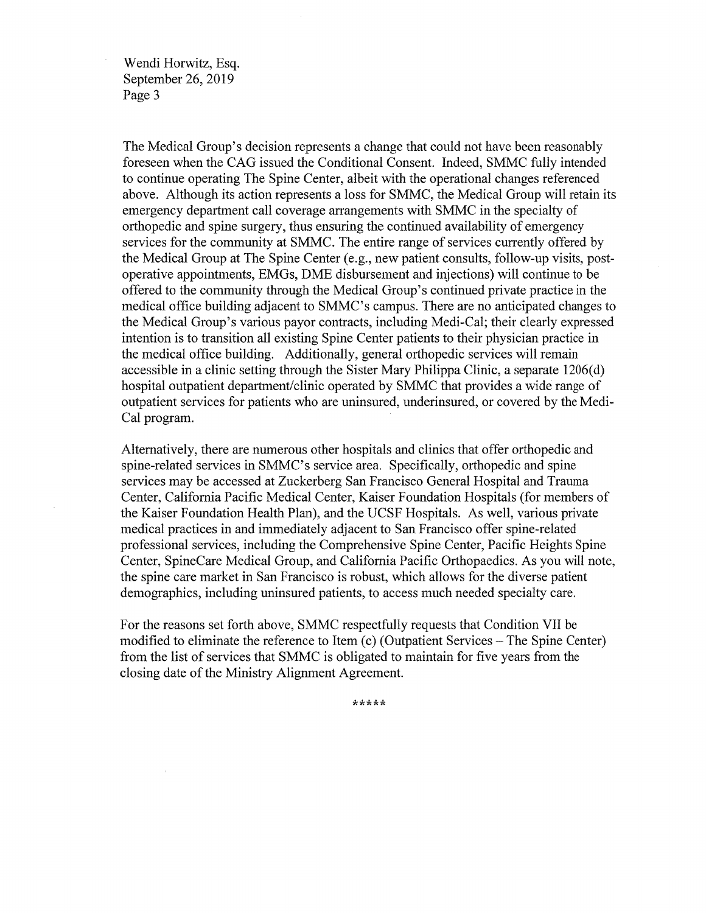The Medical Group's decision represents a change that could not have been reasonably foreseen when the CAG issued the Conditional Consent. Indeed, SMMC fully intended to continue operating The Spine Center, albeit with the operational changes referenced above. Although its action represents a loss for SMMC, the Medical Group will retain its emergency department call coverage arrangements with SMMC in the specialty of orthopedic and spine surgery, thus ensuring the continued availability of emergency services for the community at SMMC. The entire range of services currently offered by the Medical Group at The Spine Center (e.g., new patient consults, follow-up visits, post-operative appointments, EMGs, DME disbursement and injections) will continue to be offered to the community through the Medical Group's continued private practice in the medical office building adjacent to SMMC's campus. There are no anticipated changes to the Medical Group's various payor contracts, including Medi-Cal; their clearly expressed intention is to transition all existing Spine Center patients to their physician practice in the medical office building. Additionally, general orthopedic services will remain accessible in a clinic setting through the Sister Mary Philippa Clinic, a separate 1206(d) hospital outpatient department/clinic operated by SMMC that provides a wide range of outpatient services for patients who are uninsured, underinsured, or covered by the Medi-Cal program.

Alternatively, there are numerous other hospitals and clinics that offer orthopedic and spine-related services in SMMC's service area. Specifically, orthopedic and spine services may be accessed at Zuckerberg San Francisco General Hospital and Trauma Center, California Pacific Medical Center, Kaiser Foundation Hospitals (for members of the Kaiser Foundation Health Plan), and the UCSF Hospitals. As well, various private medical practices in and immediately adjacent to San Francisco offer spine-related professional services, including the Comprehensive Spine Center, Pacific Heights Spine Center, SpineCare Medical Group, and California Pacific Orthopaedics. As you will note, the spine care market in San Francisco is robust, which allows for the diverse patient demographics, including uninsured patients, to access much needed specialty care.

For the reasons set forth above, SMMC respectfully requests that Condition VII be modified to eliminate the reference to Item (c) (Outpatient Services – The Spine Center) from the list of services that SMMC is obligated to maintain for five years from the closing date of the Ministry Alignment Agreement.

*****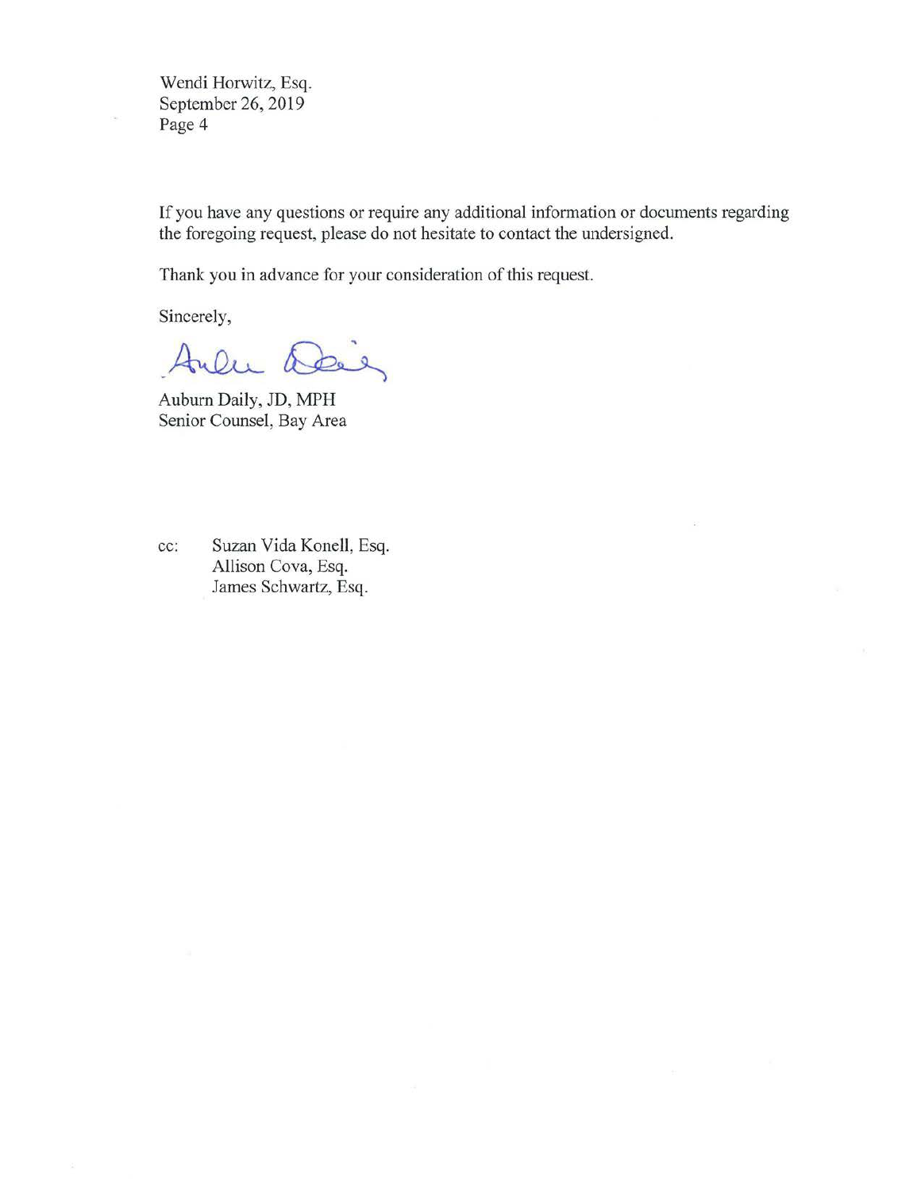If you have any questions or require any additional information or documents regarding the foregoing request, please do not hesitate to contact the undersigned.

Thank you in advance for your consideration of this request.

Sincerely,

Auburn Daily, JD, MPH
Senior Counsel, Bay Area

cc: Suzan Vida Konell, Esq.
Allison Cova, Esq.
James Schwartz, Esq.